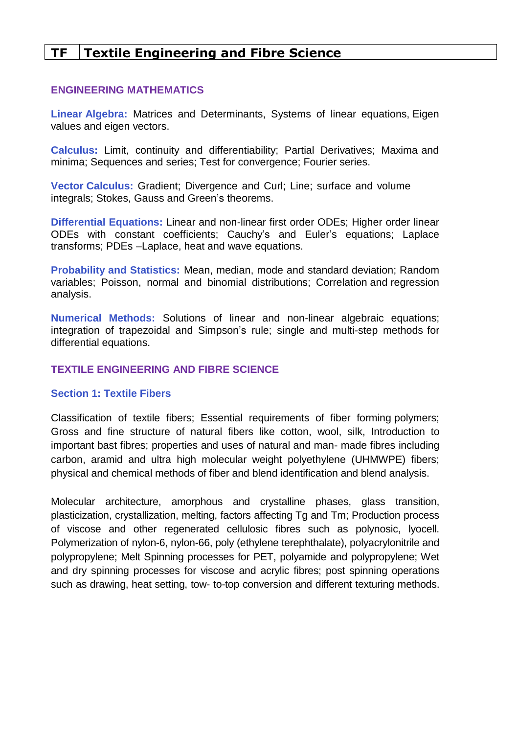# TF Textile Engineering and Fibre Science

## ENGINEERING MATHEMATICS

**Linear Algebra:** Matrices and Determinants, Systems of linear equations, Eigen values and eigen vectors.

**Calculus:** Limit, continuity and differentiability; Partial Derivatives; Maxima and minima; Sequences and series; Test for convergence; Fourier series.

**Vector Calculus:** Gradient; Divergence and Curl; Line; surface and volume integrals; Stokes, Gauss and Green's theorems.

**Differential Equations:** Linear and non-linear first order ODEs; Higher order linear ODEs with constant coefficients; Cauchy's and Euler's equations; Laplace transforms; PDEs –Laplace, heat and wave equations.

**Probability and Statistics:** Mean, median, mode and standard deviation; Random variables; Poisson, normal and binomial distributions; Correlation and regression analysis.

**Numerical Methods:** Solutions of linear and non-linear algebraic equations; integration of trapezoidal and Simpson's rule; single and multi-step methods for differential equations.

## TEXTILE ENGINEERING AND FIBRE SCIENCE

### Section 1: Textile Fibers

Classification of textile fibers; Essential requirements of fiber forming polymers; Gross and fine structure of natural fibers like cotton, wool, silk, Introduction to important bast fibres; properties and uses of natural and man- made fibres including carbon, aramid and ultra high molecular weight polyethylene (UHMWPE) fibers; physical and chemical methods of fiber and blend identification and blend analysis.

Molecular architecture, amorphous and crystalline phases, glass transition, plasticization, crystallization, melting, factors affecting Tg and Tm; Production process of viscose and other regenerated cellulosic fibres such as polynosic, lyocell. Polymerization of nylon-6, nylon-66, poly (ethylene terephthalate), polyacrylonitrile and polypropylene; Melt Spinning processes for PET, polyamide and polypropylene; Wet and dry spinning processes for viscose and acrylic fibres; post spinning operations such as drawing, heat setting, tow- to-top conversion and different texturing methods.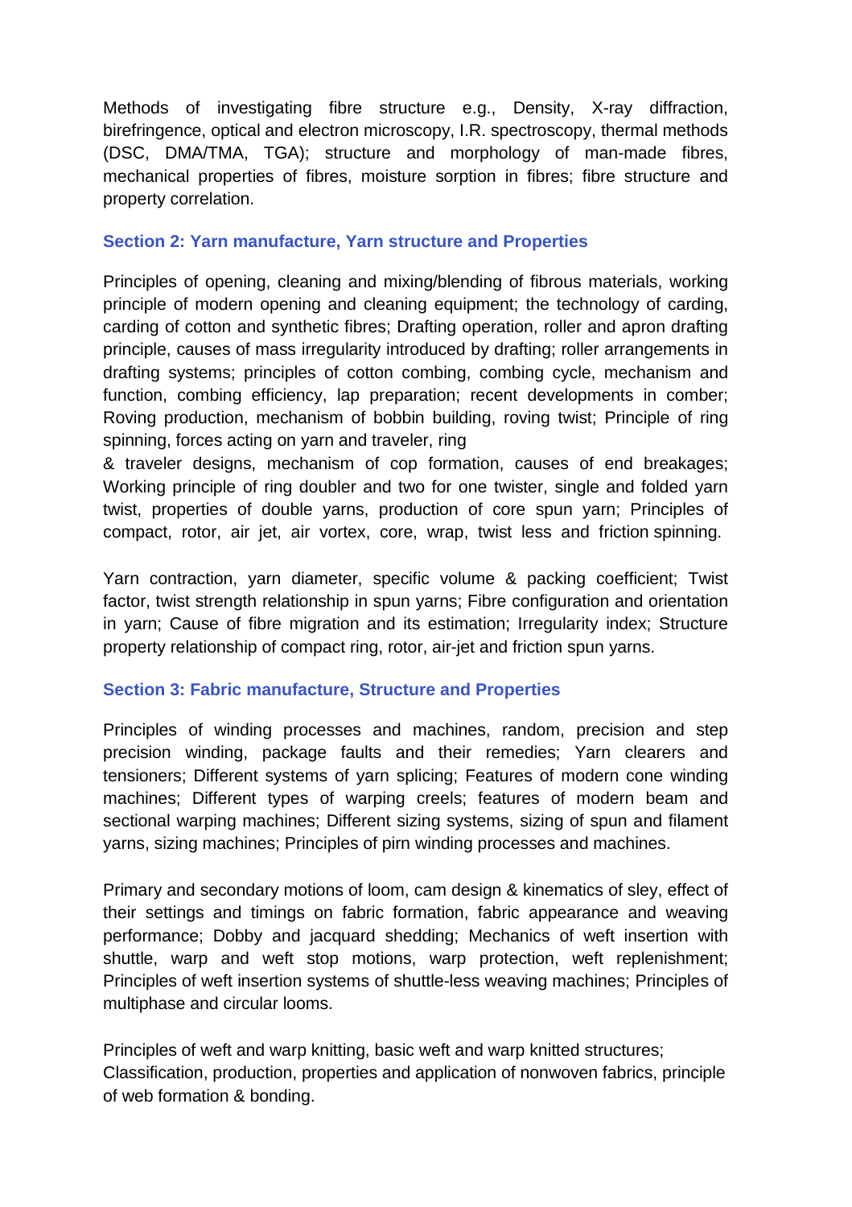Methods of investigating fibre structure e.g., Density, X-ray diffraction, birefringence, optical and electron microscopy, I.R. spectroscopy, thermal methods (DSC, DMA/TMA, TGA); structure and morphology of man-made fibres, mechanical properties of fibres, moisture sorption in fibres; fibre structure and property correlation.

## Section 2: Yarn manufacture, Yarn structure and Properties

Principles of opening, cleaning and mixing/blending of fibrous materials, working principle of modern opening and cleaning equipment; the technology of carding, carding of cotton and synthetic fibres; Drafting operation, roller and apron drafting principle, causes of mass irregularity introduced by drafting; roller arrangements in drafting systems; principles of cotton combing, combing cycle, mechanism and function, combing efficiency, lap preparation; recent developments in comber; Roving production, mechanism of bobbin building, roving twist; Principle of ring spinning, forces acting on yarn and traveler, ring & traveler designs, mechanism of cop formation, causes of end breakages; Working principle of ring doubler and two for one twister, single and folded yarn twist, properties of double yarns, production of core spun yarn; Principles of compact, rotor, air jet, air vortex, core, wrap, twist less and friction spinning.

Yarn contraction, yarn diameter, specific volume & packing coefficient; Twist factor, twist strength relationship in spun yarns; Fibre configuration and orientation in yarn; Cause of fibre migration and its estimation; Irregularity index; Structure property relationship of compact ring, rotor, air-jet and friction spun yarns.

## Section 3: Fabric manufacture, Structure and Properties

Principles of winding processes and machines, random, precision and step precision winding, package faults and their remedies; Yarn clearers and tensioners; Different systems of yarn splicing; Features of modern cone winding machines; Different types of warping creels; features of modern beam and sectional warping machines; Different sizing systems, sizing of spun and filament yarns, sizing machines; Principles of pirn winding processes and machines.

Primary and secondary motions of loom, cam design & kinematics of sley, effect of their settings and timings on fabric formation, fabric appearance and weaving performance; Dobby and jacquard shedding; Mechanics of weft insertion with shuttle, warp and weft stop motions, warp protection, weft replenishment; Principles of weft insertion systems of shuttle-less weaving machines; Principles of multiphase and circular looms.

Principles of weft and warp knitting, basic weft and warp knitted structures; Classification, production, properties and application of nonwoven fabrics, principle of web formation & bonding.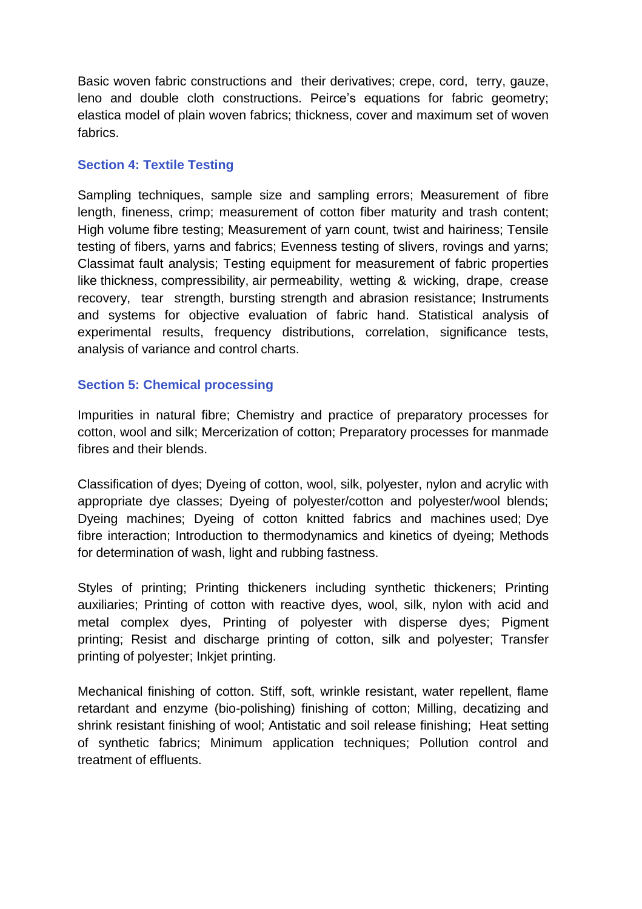Basic woven fabric constructions and their derivatives; crepe, cord, terry, gauze, leno and double cloth constructions. Peirce's equations for fabric geometry; elastica model of plain woven fabrics; thickness, cover and maximum set of woven fabrics.

## Section 4: Textile Testing

Sampling techniques, sample size and sampling errors; Measurement of fibre length, fineness, crimp; measurement of cotton fiber maturity and trash content; High volume fibre testing; Measurement of yarn count, twist and hairiness; Tensile testing of fibers, yarns and fabrics; Evenness testing of slivers, rovings and yarns; Classimat fault analysis; Testing equipment for measurement of fabric properties like thickness, compressibility, air permeability, wetting & wicking, drape, crease recovery, tear strength, bursting strength and abrasion resistance; Instruments and systems for objective evaluation of fabric hand. Statistical analysis of experimental results, frequency distributions, correlation, significance tests, analysis of variance and control charts.

## Section 5: Chemical processing

Impurities in natural fibre; Chemistry and practice of preparatory processes for cotton, wool and silk; Mercerization of cotton; Preparatory processes for manmade fibres and their blends.

Classification of dyes; Dyeing of cotton, wool, silk, polyester, nylon and acrylic with appropriate dye classes; Dyeing of polyester/cotton and polyester/wool blends; Dyeing machines; Dyeing of cotton knitted fabrics and machines used; Dye fibre interaction; Introduction to thermodynamics and kinetics of dyeing; Methods for determination of wash, light and rubbing fastness.

Styles of printing; Printing thickeners including synthetic thickeners; Printing auxiliaries; Printing of cotton with reactive dyes, wool, silk, nylon with acid and metal complex dyes, Printing of polyester with disperse dyes; Pigment printing; Resist and discharge printing of cotton, silk and polyester; Transfer printing of polyester; Inkjet printing.

Mechanical finishing of cotton. Stiff, soft, wrinkle resistant, water repellent, flame retardant and enzyme (bio-polishing) finishing of cotton; Milling, decatizing and shrink resistant finishing of wool; Antistatic and soil release finishing; Heat setting of synthetic fabrics; Minimum application techniques; Pollution control and treatment of effluents.